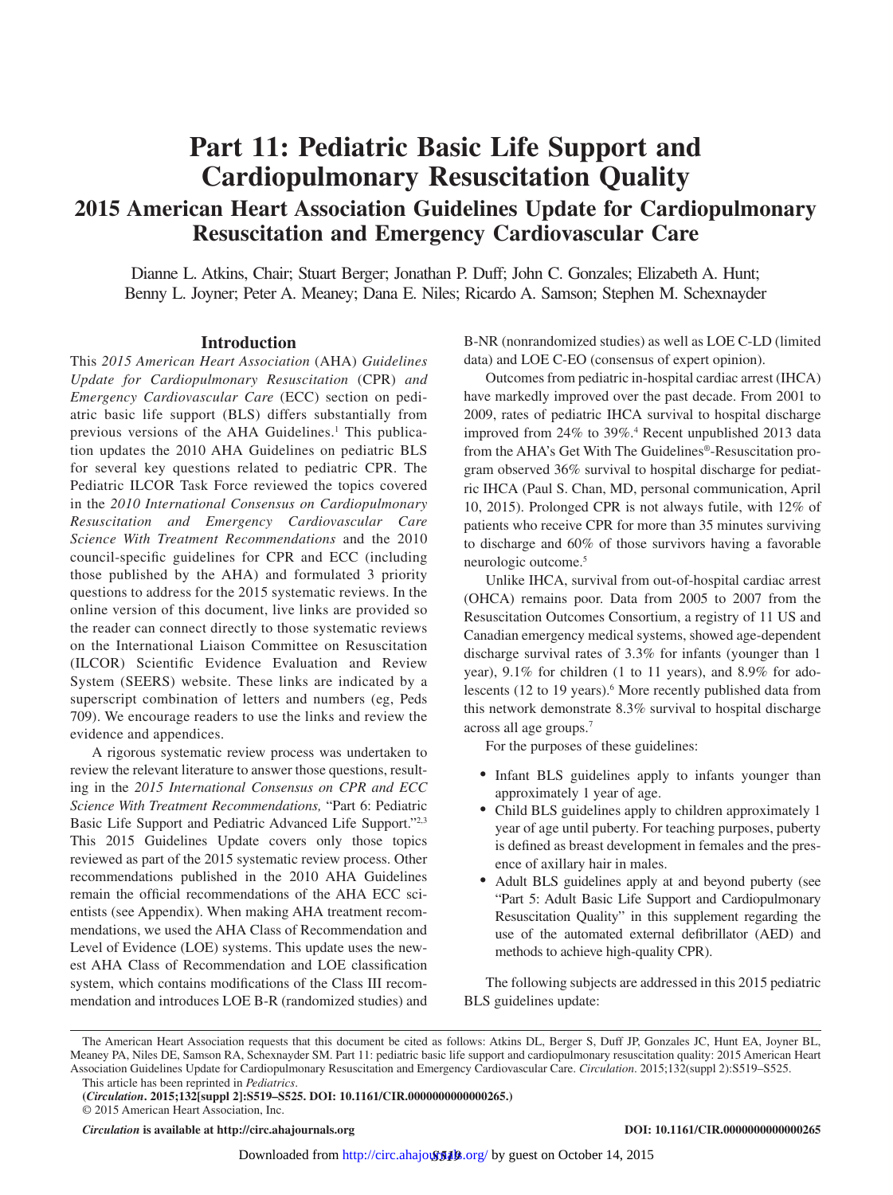# Part 11: Pediatric Basic Life Support and Cardiopulmonary Resuscitation Quality

## 2015 American Heart Association Guidelines Update for Cardiopulmonary Resuscitation and Emergency Cardiovascular Care

Dianne L. Atkins, Chair; Stuart Berger; Jonathan P. Duff; John C. Gonzales; Elizabeth A. Hunt; Benny L. Joyner; Peter A. Meaney; Dana E. Niles; Ricardo A. Samson; Stephen M. Schexnayder

### Introduction

This *2015 American Heart Association* (AHA) *Guidelines Update for Cardiopulmonary Resuscitation* (CPR) *and Emergency Cardiovascular Care* (ECC) section on pediatric basic life support (BLS) differs substantially from previous versions of the AHA Guidelines.[1] This publication updates the 2010 AHA Guidelines on pediatric BLS for several key questions related to pediatric CPR. The Pediatric ILCOR Task Force reviewed the topics covered in the *2010 International Consensus on Cardiopulmonary Resuscitation and Emergency Cardiovascular Care Science With Treatment Recommendations* and the 2010 council-specific guidelines for CPR and ECC (including those published by the AHA) and formulated 3 priority questions to address for the 2015 systematic reviews. In the online version of this document, live links are provided so the reader can connect directly to those systematic reviews on the International Liaison Committee on Resuscitation (ILCOR) Scientific Evidence Evaluation and Review System (SEERS) website. These links are indicated by a superscript combination of letters and numbers (eg, Peds 709). We encourage readers to use the links and review the evidence and appendices.

A rigorous systematic review process was undertaken to review the relevant literature to answer those questions, resulting in the *2015 International Consensus on CPR and ECC Science With Treatment Recommendations,* "Part 6: Pediatric Basic Life Support and Pediatric Advanced Life Support."[2,3] This 2015 Guidelines Update covers only those topics reviewed as part of the 2015 systematic review process. Other recommendations published in the 2010 AHA Guidelines remain the official recommendations of the AHA ECC scientists (see Appendix). When making AHA treatment recommendations, we used the AHA Class of Recommendation and Level of Evidence (LOE) systems. This update uses the newest AHA Class of Recommendation and LOE classification system, which contains modifications of the Class III recommendation and introduces LOE B-R (randomized studies) and B-NR (nonrandomized studies) as well as LOE C-LD (limited data) and LOE C-EO (consensus of expert opinion).

Outcomes from pediatric in-hospital cardiac arrest (IHCA) have markedly improved over the past decade. From 2001 to 2009, rates of pediatric IHCA survival to hospital discharge improved from 24% to 39%.[4] Recent unpublished 2013 data from the AHA's Get With The Guidelines®-Resuscitation program observed 36% survival to hospital discharge for pediatric IHCA (Paul S. Chan, MD, personal communication, April 10, 2015). Prolonged CPR is not always futile, with 12% of patients who receive CPR for more than 35 minutes surviving to discharge and 60% of those survivors having a favorable neurologic outcome.[5]

Unlike IHCA, survival from out-of-hospital cardiac arrest (OHCA) remains poor. Data from 2005 to 2007 from the Resuscitation Outcomes Consortium, a registry of 11 US and Canadian emergency medical systems, showed age-dependent discharge survival rates of 3.3% for infants (younger than 1 year), 9.1% for children (1 to 11 years), and 8.9% for adolescents (12 to 19 years).[6] More recently published data from this network demonstrate 8.3% survival to hospital discharge across all age groups.[7]

For the purposes of these guidelines:

- Infant BLS guidelines apply to infants younger than approximately 1 year of age.
- Child BLS guidelines apply to children approximately 1 year of age until puberty. For teaching purposes, puberty is defined as breast development in females and the presence of axillary hair in males.
- Adult BLS guidelines apply at and beyond puberty (see "Part 5: Adult Basic Life Support and Cardiopulmonary Resuscitation Quality" in this supplement regarding the use of the automated external defibrillator (AED) and methods to achieve high-quality CPR).

The following subjects are addressed in this 2015 pediatric BLS guidelines update:

---

The American Heart Association requests that this document be cited as follows: Atkins DL, Berger S, Duff JP, Gonzales JC, Hunt EA, Joyner BL, Meaney PA, Niles DE, Samson RA, Schexnayder SM. Part 11: pediatric basic life support and cardiopulmonary resuscitation quality: 2015 American Heart Association Guidelines Update for Cardiopulmonary Resuscitation and Emergency Cardiovascular Care. *Circulation*. 2015;132(suppl 2):S519–S525.

This article has been reprinted in *Pediatrics*.

**(*Circulation*. 2015;132[suppl 2]:S519–S525. DOI: 10.1161/CIR.0000000000000265.)**

© 2015 American Heart Association, Inc.

***Circulation* is available at http://circ.ahajournals.org** **DOI: 10.1161/CIR.0000000000000265**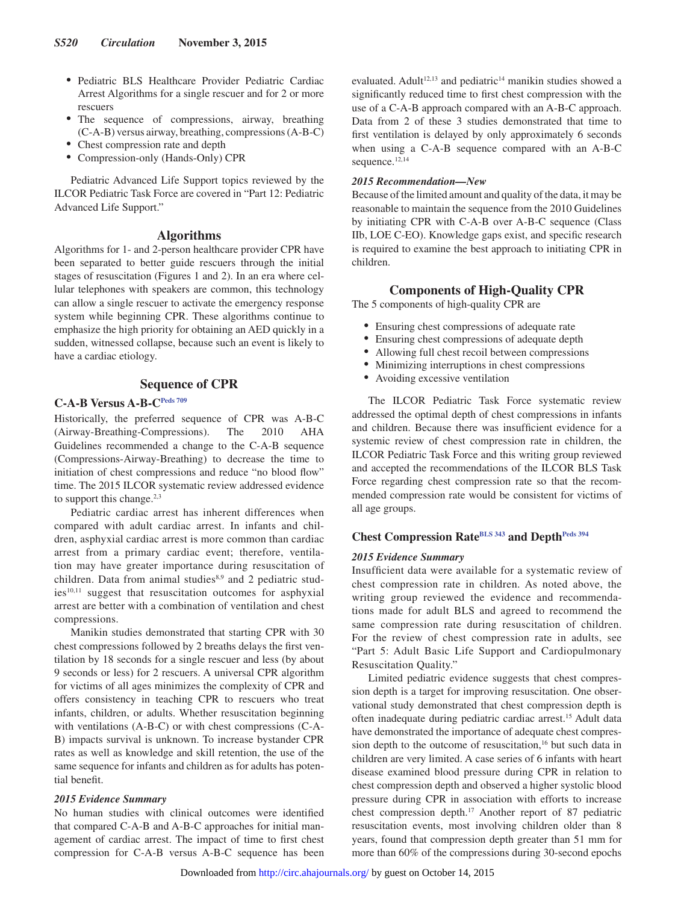- Pediatric BLS Healthcare Provider Pediatric Cardiac Arrest Algorithms for a single rescuer and for 2 or more rescuers
- The sequence of compressions, airway, breathing (C-A-B) versus airway, breathing, compressions (A-B-C)
- Chest compression rate and depth
- Compression-only (Hands-Only) CPR

Pediatric Advanced Life Support topics reviewed by the ILCOR Pediatric Task Force are covered in "Part 12: Pediatric Advanced Life Support."

## Algorithms

Algorithms for 1- and 2-person healthcare provider CPR have been separated to better guide rescuers through the initial stages of resuscitation (Figures 1 and 2). In an era where cellular telephones with speakers are common, this technology can allow a single rescuer to activate the emergency response system while beginning CPR. These algorithms continue to emphasize the high priority for obtaining an AED quickly in a sudden, witnessed collapse, because such an event is likely to have a cardiac etiology.

## Sequence of CPR

### C-A-B Versus A-B-C[Peds 709]

Historically, the preferred sequence of CPR was A-B-C (Airway-Breathing-Compressions). The 2010 AHA Guidelines recommended a change to the C-A-B sequence (Compressions-Airway-Breathing) to decrease the time to initiation of chest compressions and reduce "no blood flow" time. The 2015 ILCOR systematic review addressed evidence to support this change.[2,3]

Pediatric cardiac arrest has inherent differences when compared with adult cardiac arrest. In infants and children, asphyxial cardiac arrest is more common than cardiac arrest from a primary cardiac event; therefore, ventilation may have greater importance during resuscitation of children. Data from animal studies[8,9] and 2 pediatric studies[10,11] suggest that resuscitation outcomes for asphyxial arrest are better with a combination of ventilation and chest compressions.

Manikin studies demonstrated that starting CPR with 30 chest compressions followed by 2 breaths delays the first ventilation by 18 seconds for a single rescuer and less (by about 9 seconds or less) for 2 rescuers. A universal CPR algorithm for victims of all ages minimizes the complexity of CPR and offers consistency in teaching CPR to rescuers who treat infants, children, or adults. Whether resuscitation beginning with ventilations (A-B-C) or with chest compressions (C-A-B) impacts survival is unknown. To increase bystander CPR rates as well as knowledge and skill retention, the use of the same sequence for infants and children as for adults has potential benefit.

#### *2015 Evidence Summary*

No human studies with clinical outcomes were identified that compared C-A-B and A-B-C approaches for initial management of cardiac arrest. The impact of time to first chest compression for C-A-B versus A-B-C sequence has been evaluated. Adult[12,13] and pediatric[14] manikin studies showed a significantly reduced time to first chest compression with the use of a C-A-B approach compared with an A-B-C approach. Data from 2 of these 3 studies demonstrated that time to first ventilation is delayed by only approximately 6 seconds when using a C-A-B sequence compared with an A-B-C sequence.[12,14]

#### *2015 Recommendation—New*

Because of the limited amount and quality of the data, it may be reasonable to maintain the sequence from the 2010 Guidelines by initiating CPR with C-A-B over A-B-C sequence (Class IIb, LOE C-EO). Knowledge gaps exist, and specific research is required to examine the best approach to initiating CPR in children.

## Components of High-Quality CPR

The 5 components of high-quality CPR are

- Ensuring chest compressions of adequate rate
- Ensuring chest compressions of adequate depth
- Allowing full chest recoil between compressions
- Minimizing interruptions in chest compressions
- Avoiding excessive ventilation

The ILCOR Pediatric Task Force systematic review addressed the optimal depth of chest compressions in infants and children. Because there was insufficient evidence for a systemic review of chest compression rate in children, the ILCOR Pediatric Task Force and this writing group reviewed and accepted the recommendations of the ILCOR BLS Task Force regarding chest compression rate so that the recommended compression rate would be consistent for victims of all age groups.

### Chest Compression Rate[BLS 343] and Depth[Peds 394]

#### *2015 Evidence Summary*

Insufficient data were available for a systematic review of chest compression rate in children. As noted above, the writing group reviewed the evidence and recommendations made for adult BLS and agreed to recommend the same compression rate during resuscitation of children. For the review of chest compression rate in adults, see "Part 5: Adult Basic Life Support and Cardiopulmonary Resuscitation Quality."

Limited pediatric evidence suggests that chest compression depth is a target for improving resuscitation. One observational study demonstrated that chest compression depth is often inadequate during pediatric cardiac arrest.[15] Adult data have demonstrated the importance of adequate chest compression depth to the outcome of resuscitation,[16] but such data in children are very limited. A case series of 6 infants with heart disease examined blood pressure during CPR in relation to chest compression depth and observed a higher systolic blood pressure during CPR in association with efforts to increase chest compression depth.[17] Another report of 87 pediatric resuscitation events, most involving children older than 8 years, found that compression depth greater than 51 mm for more than 60% of the compressions during 30-second epochs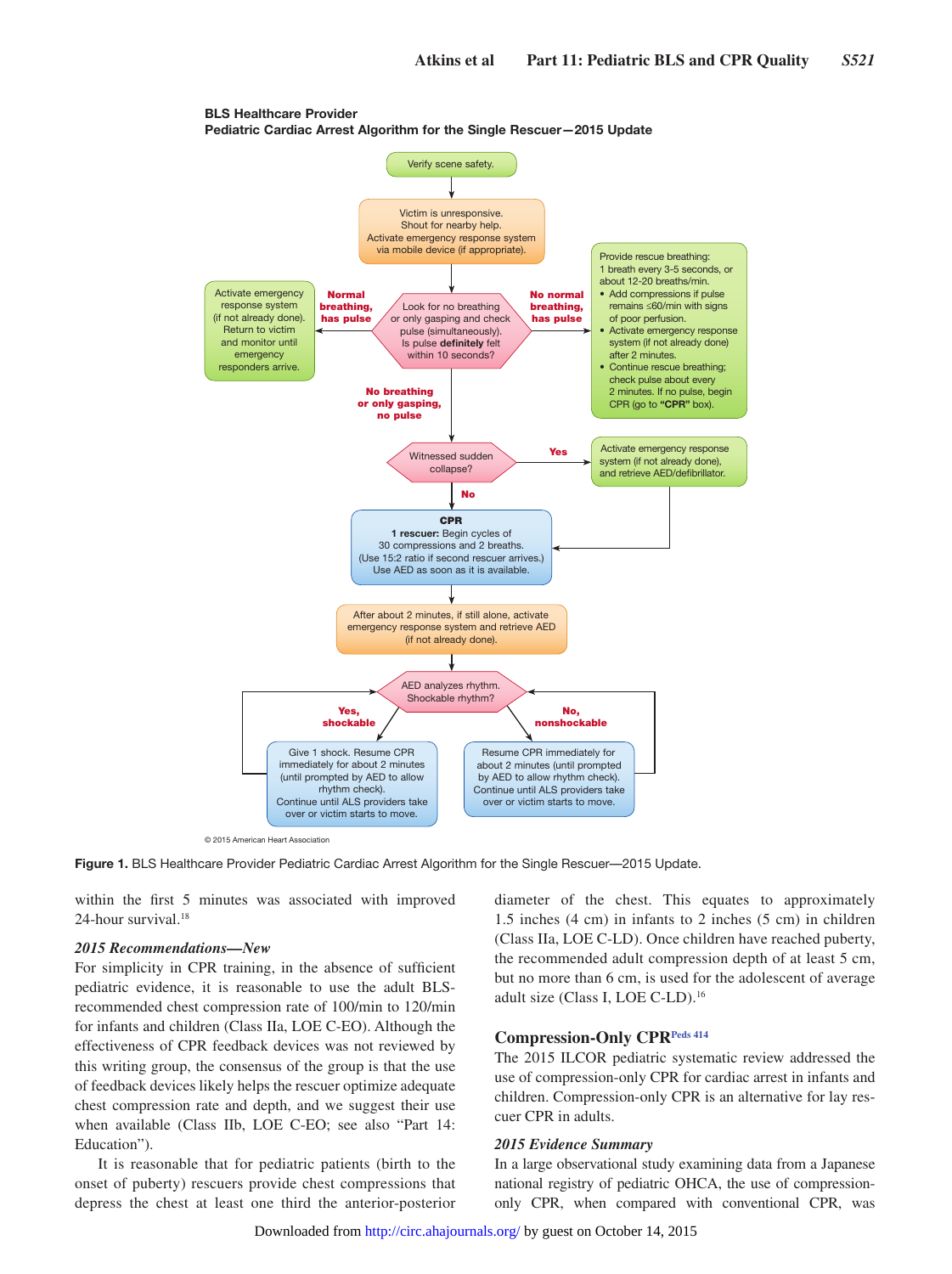**BLS Healthcare Provider**
**Pediatric Cardiac Arrest Algorithm for the Single Rescuer—2015 Update**

Verify scene safety.

Victim is unresponsive.
Shout for nearby help.
Activate emergency response system via mobile device (if appropriate).

Look for no breathing or only gasping and check pulse (simultaneously).
Is pulse **definitely** felt within 10 seconds?

**Normal breathing, has pulse** → Activate emergency response system (if not already done). Return to victim and monitor until emergency responders arrive.

**No normal breathing, has pulse** → Provide rescue breathing:
1 breath every 3-5 seconds, or about 12-20 breaths/min.

- Add compressions if pulse remains ≤60/min with signs of poor perfusion.
- Activate emergency response system (if not already done) after 2 minutes.
- Continue rescue breathing; check pulse about every 2 minutes. If no pulse, begin CPR (go to **"CPR"** box).

**No breathing or only gasping, no pulse** → Witnessed sudden collapse?

**Yes** → Activate emergency response system (if not already done), and retrieve AED/defibrillator.

**No** →

**CPR**
**1 rescuer:** Begin cycles of 30 compressions and 2 breaths.
(Use 15:2 ratio if second rescuer arrives.)
Use AED as soon as it is available.

After about 2 minutes, if still alone, activate emergency response system and retrieve AED (if not already done).

AED analyzes rhythm.
Shockable rhythm?

**Yes, shockable** → Give 1 shock. Resume CPR immediately for about 2 minutes (until prompted by AED to allow rhythm check).
Continue until ALS providers take over or victim starts to move.

**No, nonshockable** → Resume CPR immediately for about 2 minutes (until prompted by AED to allow rhythm check).
Continue until ALS providers take over or victim starts to move.

© 2015 American Heart Association

**Figure 1.** BLS Healthcare Provider Pediatric Cardiac Arrest Algorithm for the Single Rescuer—2015 Update.

within the first 5 minutes was associated with improved 24-hour survival.[18]

### *2015 Recommendations—New*

For simplicity in CPR training, in the absence of sufficient pediatric evidence, it is reasonable to use the adult BLS-recommended chest compression rate of 100/min to 120/min for infants and children (Class IIa, LOE C-EO). Although the effectiveness of CPR feedback devices was not reviewed by this writing group, the consensus of the group is that the use of feedback devices likely helps the rescuer optimize adequate chest compression rate and depth, and we suggest their use when available (Class IIb, LOE C-EO; see also "Part 14: Education").

It is reasonable that for pediatric patients (birth to the onset of puberty) rescuers provide chest compressions that depress the chest at least one third the anterior-posterior diameter of the chest. This equates to approximately 1.5 inches (4 cm) in infants to 2 inches (5 cm) in children (Class IIa, LOE C-LD). Once children have reached puberty, the recommended adult compression depth of at least 5 cm, but no more than 6 cm, is used for the adolescent of average adult size (Class I, LOE C-LD).[16]

## Compression-Only CPR[Peds 414]

The 2015 ILCOR pediatric systematic review addressed the use of compression-only CPR for cardiac arrest in infants and children. Compression-only CPR is an alternative for lay rescuer CPR in adults.

### *2015 Evidence Summary*

In a large observational study examining data from a Japanese national registry of pediatric OHCA, the use of compression-only CPR, when compared with conventional CPR, was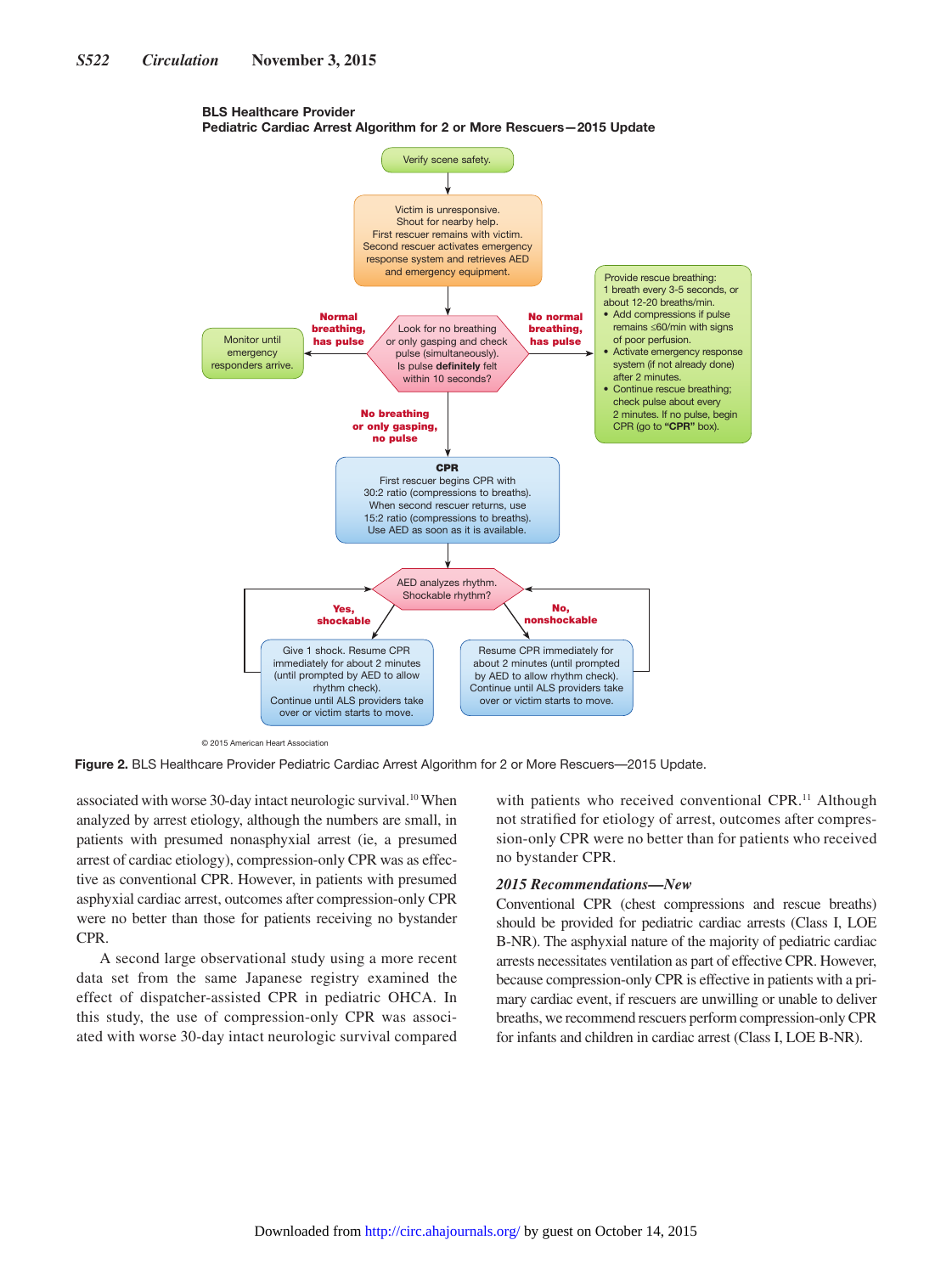**BLS Healthcare Provider**
**Pediatric Cardiac Arrest Algorithm for 2 or More Rescuers—2015 Update**

Verify scene safety.

Victim is unresponsive.
Shout for nearby help.
First rescuer remains with victim.
Second rescuer activates emergency response system and retrieves AED and emergency equipment.

Look for no breathing or only gasping and check pulse (simultaneously).
Is pulse **definitely** felt within 10 seconds?

**Normal breathing, has pulse** → Monitor until emergency responders arrive.

**No normal breathing, has pulse** → Provide rescue breathing:
1 breath every 3-5 seconds, or about 12-20 breaths/min.
- Add compressions if pulse remains ≤60/min with signs of poor perfusion.
- Activate emergency response system (if not already done) after 2 minutes.
- Continue rescue breathing; check pulse about every 2 minutes. If no pulse, begin CPR (go to **"CPR"** box).

**No breathing or only gasping, no pulse** →

**CPR**
First rescuer begins CPR with 30:2 ratio (compressions to breaths).
When second rescuer returns, use 15:2 ratio (compressions to breaths).
Use AED as soon as it is available.

AED analyzes rhythm.
Shockable rhythm?

**Yes, shockable** → Give 1 shock. Resume CPR immediately for about 2 minutes (until prompted by AED to allow rhythm check).
Continue until ALS providers take over or victim starts to move.

**No, nonshockable** → Resume CPR immediately for about 2 minutes (until prompted by AED to allow rhythm check).
Continue until ALS providers take over or victim starts to move.

© 2015 American Heart Association

**Figure 2.** BLS Healthcare Provider Pediatric Cardiac Arrest Algorithm for 2 or More Rescuers—2015 Update.

associated with worse 30-day intact neurologic survival.[10] When analyzed by arrest etiology, although the numbers are small, in patients with presumed nonasphyxial arrest (ie, a presumed arrest of cardiac etiology), compression-only CPR was as effective as conventional CPR. However, in patients with presumed asphyxial cardiac arrest, outcomes after compression-only CPR were no better than those for patients receiving no bystander CPR.

A second large observational study using a more recent data set from the same Japanese registry examined the effect of dispatcher-assisted CPR in pediatric OHCA. In this study, the use of compression-only CPR was associated with worse 30-day intact neurologic survival compared with patients who received conventional CPR.[11] Although not stratified for etiology of arrest, outcomes after compression-only CPR were no better than for patients who received no bystander CPR.

### *2015 Recommendations—New*

Conventional CPR (chest compressions and rescue breaths) should be provided for pediatric cardiac arrests (Class I, LOE B-NR). The asphyxial nature of the majority of pediatric cardiac arrests necessitates ventilation as part of effective CPR. However, because compression-only CPR is effective in patients with a primary cardiac event, if rescuers are unwilling or unable to deliver breaths, we recommend rescuers perform compression-only CPR for infants and children in cardiac arrest (Class I, LOE B-NR).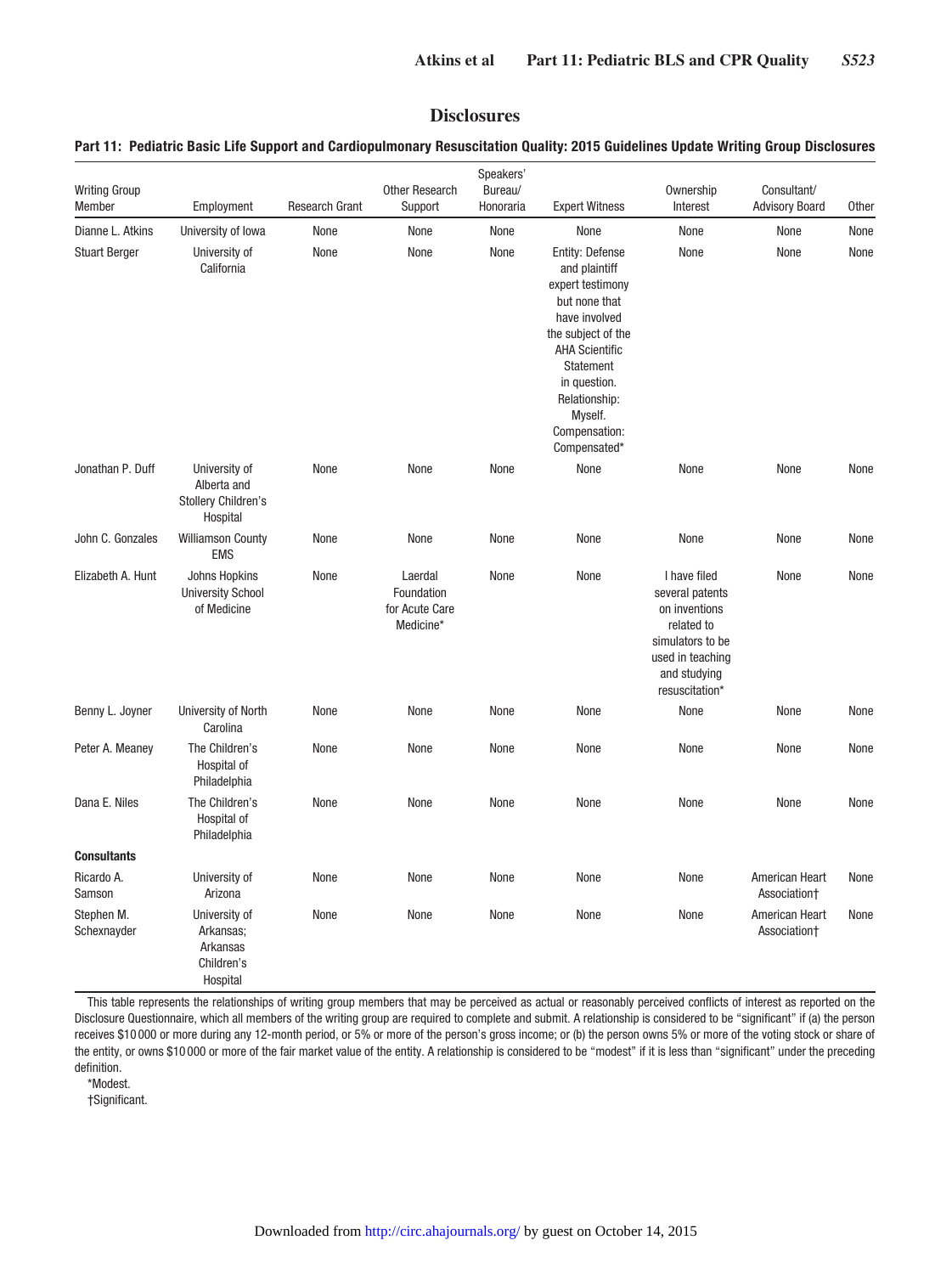# Disclosures

**Part 11: Pediatric Basic Life Support and Cardiopulmonary Resuscitation Quality: 2015 Guidelines Update Writing Group Disclosures**

| Writing Group Member | Employment | Research Grant | Other Research Support | Speakers' Bureau/ Honoraria | Expert Witness | Ownership Interest | Consultant/ Advisory Board | Other |
|---|---|---|---|---|---|---|---|---|
| Dianne L. Atkins | University of Iowa | None | None | None | None | None | None | None |
| Stuart Berger | University of California | None | None | None | Entity: Defense and plaintiff expert testimony but none that have involved the subject of the AHA Scientific Statement in question. Relationship: Myself. Compensation: Compensated* | None | None | None |
| Jonathan P. Duff | University of Alberta and Stollery Children's Hospital | None | None | None | None | None | None | None |
| John C. Gonzales | Williamson County EMS | None | None | None | None | None | None | None |
| Elizabeth A. Hunt | Johns Hopkins University School of Medicine | None | Laerdal Foundation for Acute Care Medicine* | None | None | I have filed several patents on inventions related to simulators to be used in teaching and studying resuscitation* | None | None |
| Benny L. Joyner | University of North Carolina | None | None | None | None | None | None | None |
| Peter A. Meaney | The Children's Hospital of Philadelphia | None | None | None | None | None | None | None |
| Dana E. Niles | The Children's Hospital of Philadelphia | None | None | None | None | None | None | None |
| **Consultants** | | | | | | | | |
| Ricardo A. Samson | University of Arizona | None | None | None | None | None | American Heart Association† | None |
| Stephen M. Schexnayder | University of Arkansas; Arkansas Children's Hospital | None | None | None | None | None | American Heart Association† | None |

This table represents the relationships of writing group members that may be perceived as actual or reasonably perceived conflicts of interest as reported on the Disclosure Questionnaire, which all members of the writing group are required to complete and submit. A relationship is considered to be "significant" if (a) the person receives $10 000 or more during any 12-month period, or 5% or more of the person's gross income; or (b) the person owns 5% or more of the voting stock or share of the entity, or owns $10 000 or more of the fair market value of the entity. A relationship is considered to be "modest" if it is less than "significant" under the preceding definition.

*Modest.

†Significant.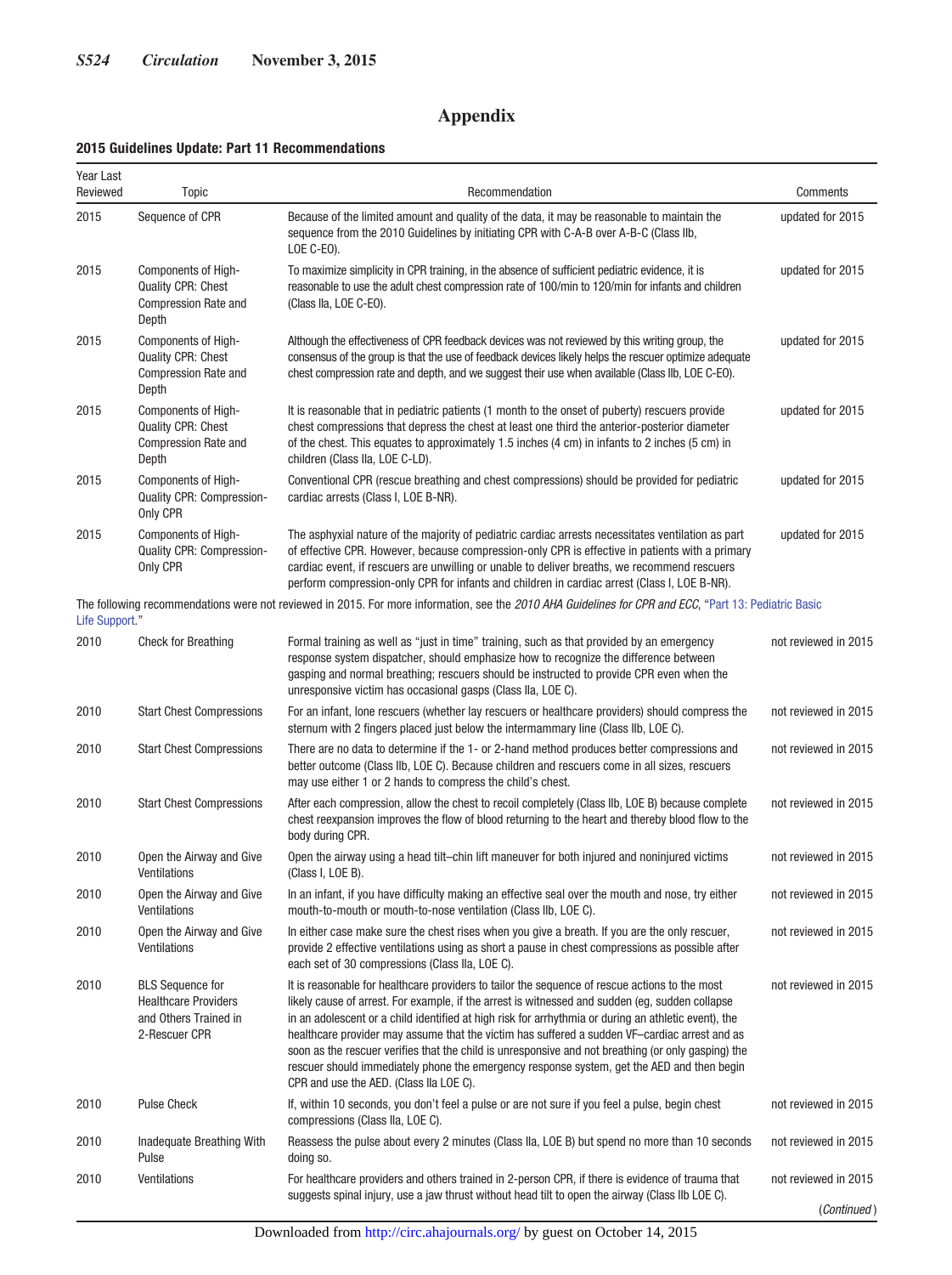# Appendix

## 2015 Guidelines Update: Part 11 Recommendations

| Year Last Reviewed | Topic | Recommendation | Comments |
|---|---|---|---|
| 2015 | Sequence of CPR | Because of the limited amount and quality of the data, it may be reasonable to maintain the sequence from the 2010 Guidelines by initiating CPR with C-A-B over A-B-C (Class IIb, LOE C-EO). | updated for 2015 |
| 2015 | Components of High-Quality CPR: Chest Compression Rate and Depth | To maximize simplicity in CPR training, in the absence of sufficient pediatric evidence, it is reasonable to use the adult chest compression rate of 100/min to 120/min for infants and children (Class IIa, LOE C-EO). | updated for 2015 |
| 2015 | Components of High-Quality CPR: Chest Compression Rate and Depth | Although the effectiveness of CPR feedback devices was not reviewed by this writing group, the consensus of the group is that the use of feedback devices likely helps the rescuer optimize adequate chest compression rate and depth, and we suggest their use when available (Class IIb, LOE C-EO). | updated for 2015 |
| 2015 | Components of High-Quality CPR: Chest Compression Rate and Depth | It is reasonable that in pediatric patients (1 month to the onset of puberty) rescuers provide chest compressions that depress the chest at least one third the anterior-posterior diameter of the chest. This equates to approximately 1.5 inches (4 cm) in infants to 2 inches (5 cm) in children (Class IIa, LOE C-LD). | updated for 2015 |
| 2015 | Components of High-Quality CPR: Compression-Only CPR | Conventional CPR (rescue breathing and chest compressions) should be provided for pediatric cardiac arrests (Class I, LOE B-NR). | updated for 2015 |
| 2015 | Components of High-Quality CPR: Compression-Only CPR | The asphyxial nature of the majority of pediatric cardiac arrests necessitates ventilation as part of effective CPR. However, because compression-only CPR is effective in patients with a primary cardiac event, if rescuers are unwilling or unable to deliver breaths, we recommend rescuers perform compression-only CPR for infants and children in cardiac arrest (Class I, LOE B-NR). | updated for 2015 |
| The following recommendations were not reviewed in 2015. For more information, see the *2010 AHA Guidelines for CPR and ECC*, "Part 13: Pediatric Basic Life Support." | | | |
| 2010 | Check for Breathing | Formal training as well as "just in time" training, such as that provided by an emergency response system dispatcher, should emphasize how to recognize the difference between gasping and normal breathing; rescuers should be instructed to provide CPR even when the unresponsive victim has occasional gasps (Class IIa, LOE C). | not reviewed in 2015 |
| 2010 | Start Chest Compressions | For an infant, lone rescuers (whether lay rescuers or healthcare providers) should compress the sternum with 2 fingers placed just below the intermammary line (Class IIb, LOE C). | not reviewed in 2015 |
| 2010 | Start Chest Compressions | There are no data to determine if the 1- or 2-hand method produces better compressions and better outcome (Class IIb, LOE C). Because children and rescuers come in all sizes, rescuers may use either 1 or 2 hands to compress the child's chest. | not reviewed in 2015 |
| 2010 | Start Chest Compressions | After each compression, allow the chest to recoil completely (Class IIb, LOE B) because complete chest reexpansion improves the flow of blood returning to the heart and thereby blood flow to the body during CPR. | not reviewed in 2015 |
| 2010 | Open the Airway and Give Ventilations | Open the airway using a head tilt–chin lift maneuver for both injured and noninjured victims (Class I, LOE B). | not reviewed in 2015 |
| 2010 | Open the Airway and Give Ventilations | In an infant, if you have difficulty making an effective seal over the mouth and nose, try either mouth-to-mouth or mouth-to-nose ventilation (Class IIb, LOE C). | not reviewed in 2015 |
| 2010 | Open the Airway and Give Ventilations | In either case make sure the chest rises when you give a breath. If you are the only rescuer, provide 2 effective ventilations using as short a pause in chest compressions as possible after each set of 30 compressions (Class IIa, LOE C). | not reviewed in 2015 |
| 2010 | BLS Sequence for Healthcare Providers and Others Trained in 2-Rescuer CPR | It is reasonable for healthcare providers to tailor the sequence of rescue actions to the most likely cause of arrest. For example, if the arrest is witnessed and sudden (eg, sudden collapse in an adolescent or a child identified at high risk for arrhythmia or during an athletic event), the healthcare provider may assume that the victim has suffered a sudden VF–cardiac arrest and as soon as the rescuer verifies that the child is unresponsive and not breathing (or only gasping) the rescuer should immediately phone the emergency response system, get the AED and then begin CPR and use the AED. (Class IIa LOE C). | not reviewed in 2015 |
| 2010 | Pulse Check | If, within 10 seconds, you don't feel a pulse or are not sure if you feel a pulse, begin chest compressions (Class IIa, LOE C). | not reviewed in 2015 |
| 2010 | Inadequate Breathing With Pulse | Reassess the pulse about every 2 minutes (Class IIa, LOE B) but spend no more than 10 seconds doing so. | not reviewed in 2015 |
| 2010 | Ventilations | For healthcare providers and others trained in 2-person CPR, if there is evidence of trauma that suggests spinal injury, use a jaw thrust without head tilt to open the airway (Class IIb LOE C). | not reviewed in 2015 |

(*Continued*)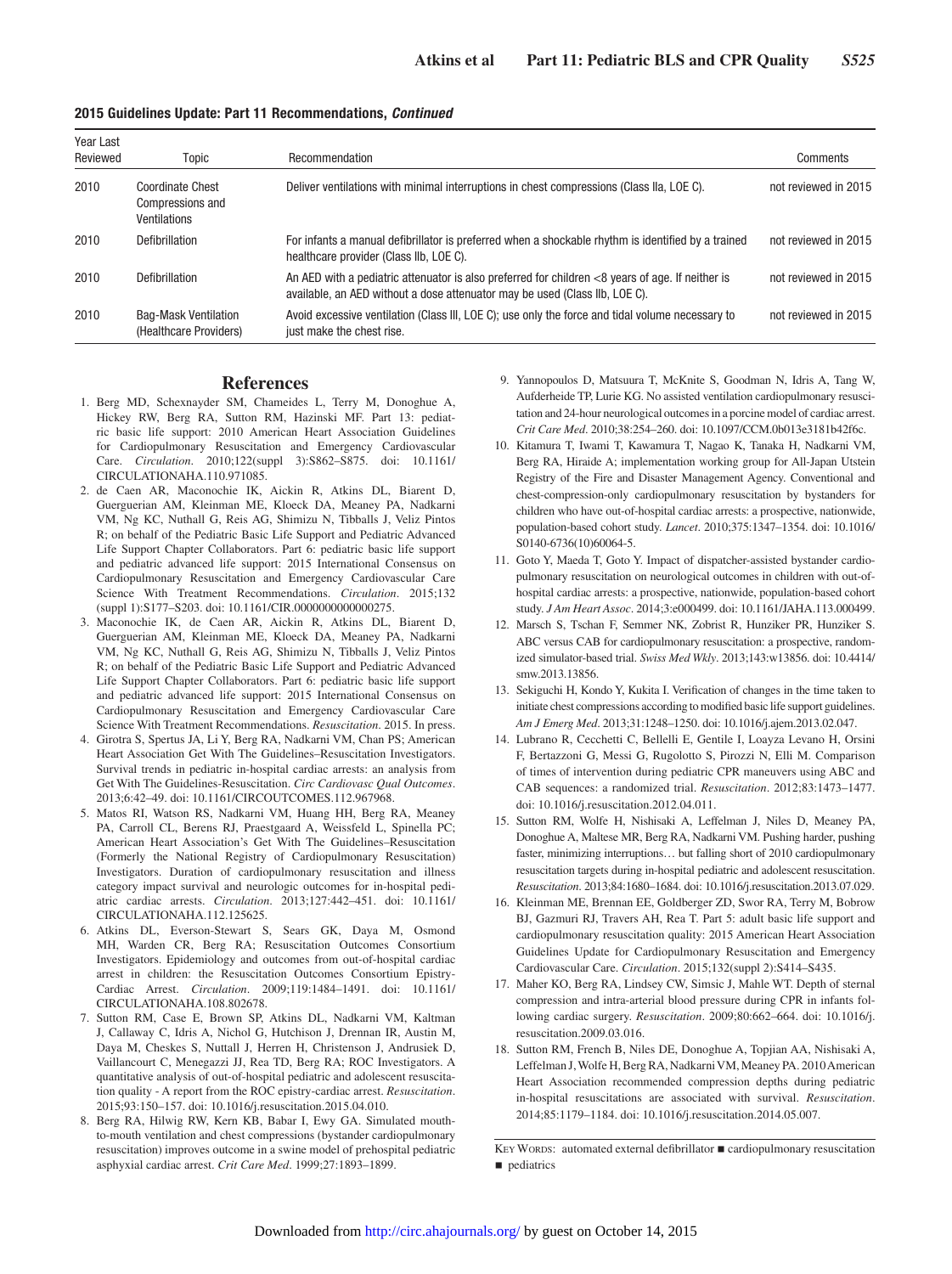**2015 Guidelines Update: Part 11 Recommendations, *Continued***

| Year Last Reviewed | Topic | Recommendation | Comments |
|---|---|---|---|
| 2010 | Coordinate Chest Compressions and Ventilations | Deliver ventilations with minimal interruptions in chest compressions (Class IIa, LOE C). | not reviewed in 2015 |
| 2010 | Defibrillation | For infants a manual defibrillator is preferred when a shockable rhythm is identified by a trained healthcare provider (Class IIb, LOE C). | not reviewed in 2015 |
| 2010 | Defibrillation | An AED with a pediatric attenuator is also preferred for children <8 years of age. If neither is available, an AED without a dose attenuator may be used (Class IIb, LOE C). | not reviewed in 2015 |
| 2010 | Bag-Mask Ventilation (Healthcare Providers) | Avoid excessive ventilation (Class III, LOE C); use only the force and tidal volume necessary to just make the chest rise. | not reviewed in 2015 |

## References

1. Berg MD, Schexnayder SM, Chameides L, Terry M, Donoghue A, Hickey RW, Berg RA, Sutton RM, Hazinski MF. Part 13: pediatric basic life support: 2010 American Heart Association Guidelines for Cardiopulmonary Resuscitation and Emergency Cardiovascular Care. *Circulation*. 2010;122(suppl 3):S862–S875. doi: 10.1161/CIRCULATIONAHA.110.971085.
2. de Caen AR, Maconochie IK, Aickin R, Atkins DL, Biarent D, Guerguerian AM, Kleinman ME, Kloeck DA, Meaney PA, Nadkarni VM, Ng KC, Nuthall G, Reis AG, Shimizu N, Tibballs J, Veliz Pintos R; on behalf of the Pediatric Basic Life Support and Pediatric Advanced Life Support Chapter Collaborators. Part 6: pediatric basic life support and pediatric advanced life support: 2015 International Consensus on Cardiopulmonary Resuscitation and Emergency Cardiovascular Care Science With Treatment Recommendations. *Circulation*. 2015;132 (suppl 1):S177–S203. doi: 10.1161/CIR.0000000000000275.
3. Maconochie IK, de Caen AR, Aickin R, Atkins DL, Biarent D, Guerguerian AM, Kleinman ME, Kloeck DA, Meaney PA, Nadkarni VM, Ng KC, Nuthall G, Reis AG, Shimizu N, Tibballs J, Veliz Pintos R; on behalf of the Pediatric Basic Life Support and Pediatric Advanced Life Support Chapter Collaborators. Part 6: pediatric basic life support and pediatric advanced life support: 2015 International Consensus on Cardiopulmonary Resuscitation and Emergency Cardiovascular Care Science With Treatment Recommendations. *Resuscitation*. 2015. In press.
4. Girotra S, Spertus JA, Li Y, Berg RA, Nadkarni VM, Chan PS; American Heart Association Get With The Guidelines–Resuscitation Investigators. Survival trends in pediatric in-hospital cardiac arrests: an analysis from Get With The Guidelines-Resuscitation. *Circ Cardiovasc Qual Outcomes*. 2013;6:42–49. doi: 10.1161/CIRCOUTCOMES.112.967968.
5. Matos RI, Watson RS, Nadkarni VM, Huang HH, Berg RA, Meaney PA, Carroll CL, Berens RJ, Praestgaard A, Weissfeld L, Spinella PC; American Heart Association's Get With The Guidelines–Resuscitation (Formerly the National Registry of Cardiopulmonary Resuscitation) Investigators. Duration of cardiopulmonary resuscitation and illness category impact survival and neurologic outcomes for in-hospital pediatric cardiac arrests. *Circulation*. 2013;127:442–451. doi: 10.1161/CIRCULATIONAHA.112.125625.
6. Atkins DL, Everson-Stewart S, Sears GK, Daya M, Osmond MH, Warden CR, Berg RA; Resuscitation Outcomes Consortium Investigators. Epidemiology and outcomes from out-of-hospital cardiac arrest in children: the Resuscitation Outcomes Consortium Epistry-Cardiac Arrest. *Circulation*. 2009;119:1484–1491. doi: 10.1161/CIRCULATIONAHA.108.802678.
7. Sutton RM, Case E, Brown SP, Atkins DL, Nadkarni VM, Kaltman J, Callaway C, Idris A, Nichol G, Hutchison J, Drennan IR, Austin M, Daya M, Cheskes S, Nuttall J, Herren H, Christenson J, Andrusiek D, Vaillancourt C, Menegazzi JJ, Rea TD, Berg RA; ROC Investigators. A quantitative analysis of out-of-hospital pediatric and adolescent resuscitation quality - A report from the ROC epistry-cardiac arrest. *Resuscitation*. 2015;93:150–157. doi: 10.1016/j.resuscitation.2015.04.010.
8. Berg RA, Hilwig RW, Kern KB, Babar I, Ewy GA. Simulated mouth-to-mouth ventilation and chest compressions (bystander cardiopulmonary resuscitation) improves outcome in a swine model of prehospital pediatric asphyxial cardiac arrest. *Crit Care Med*. 1999;27:1893–1899.
9. Yannopoulos D, Matsuura T, McKnite S, Goodman N, Idris A, Tang W, Aufderheide TP, Lurie KG. No assisted ventilation cardiopulmonary resuscitation and 24-hour neurological outcomes in a porcine model of cardiac arrest. *Crit Care Med*. 2010;38:254–260. doi: 10.1097/CCM.0b013e3181b42f6c.
10. Kitamura T, Iwami T, Kawamura T, Nagao K, Tanaka H, Nadkarni VM, Berg RA, Hiraide A; implementation working group for All-Japan Utstein Registry of the Fire and Disaster Management Agency. Conventional and chest-compression-only cardiopulmonary resuscitation by bystanders for children who have out-of-hospital cardiac arrests: a prospective, nationwide, population-based cohort study. *Lancet*. 2010;375:1347–1354. doi: 10.1016/S0140-6736(10)60064-5.
11. Goto Y, Maeda T, Goto Y. Impact of dispatcher-assisted bystander cardiopulmonary resuscitation on neurological outcomes in children with out-of-hospital cardiac arrests: a prospective, nationwide, population-based cohort study. *J Am Heart Assoc*. 2014;3:e000499. doi: 10.1161/JAHA.113.000499.
12. Marsch S, Tschan F, Semmer NK, Zobrist R, Hunziker PR, Hunziker S. ABC versus CAB for cardiopulmonary resuscitation: a prospective, randomized simulator-based trial. *Swiss Med Wkly*. 2013;143:w13856. doi: 10.4414/smw.2013.13856.
13. Sekiguchi H, Kondo Y, Kukita I. Verification of changes in the time taken to initiate chest compressions according to modified basic life support guidelines. *Am J Emerg Med*. 2013;31:1248–1250. doi: 10.1016/j.ajem.2013.02.047.
14. Lubrano R, Cecchetti C, Bellelli E, Gentile I, Loayza Levano H, Orsini F, Bertazzoni G, Messi G, Rugolotto S, Pirozzi N, Elli M. Comparison of times of intervention during pediatric CPR maneuvers using ABC and CAB sequences: a randomized trial. *Resuscitation*. 2012;83:1473–1477. doi: 10.1016/j.resuscitation.2012.04.011.
15. Sutton RM, Wolfe H, Nishisaki A, Leffelman J, Niles D, Meaney PA, Donoghue A, Maltese MR, Berg RA, Nadkarni VM. Pushing harder, pushing faster, minimizing interruptions… but falling short of 2010 cardiopulmonary resuscitation targets during in-hospital pediatric and adolescent resuscitation. *Resuscitation*. 2013;84:1680–1684. doi: 10.1016/j.resuscitation.2013.07.029.
16. Kleinman ME, Brennan EE, Goldberger ZD, Swor RA, Terry M, Bobrow BJ, Gazmuri RJ, Travers AH, Rea T. Part 5: adult basic life support and cardiopulmonary resuscitation quality: 2015 American Heart Association Guidelines Update for Cardiopulmonary Resuscitation and Emergency Cardiovascular Care. *Circulation*. 2015;132(suppl 2):S414–S435.
17. Maher KO, Berg RA, Lindsey CW, Simsic J, Mahle WT. Depth of sternal compression and intra-arterial blood pressure during CPR in infants following cardiac surgery. *Resuscitation*. 2009;80:662–664. doi: 10.1016/j.resuscitation.2009.03.016.
18. Sutton RM, French B, Niles DE, Donoghue A, Topjian AA, Nishisaki A, Leffelman J, Wolfe H, Berg RA, Nadkarni VM, Meaney PA. 2010 American Heart Association recommended compression depths during pediatric in-hospital resuscitations are associated with survival. *Resuscitation*. 2014;85:1179–1184. doi: 10.1016/j.resuscitation.2014.05.007.

KEY WORDS: automated external defibrillator ■ cardiopulmonary resuscitation ■ pediatrics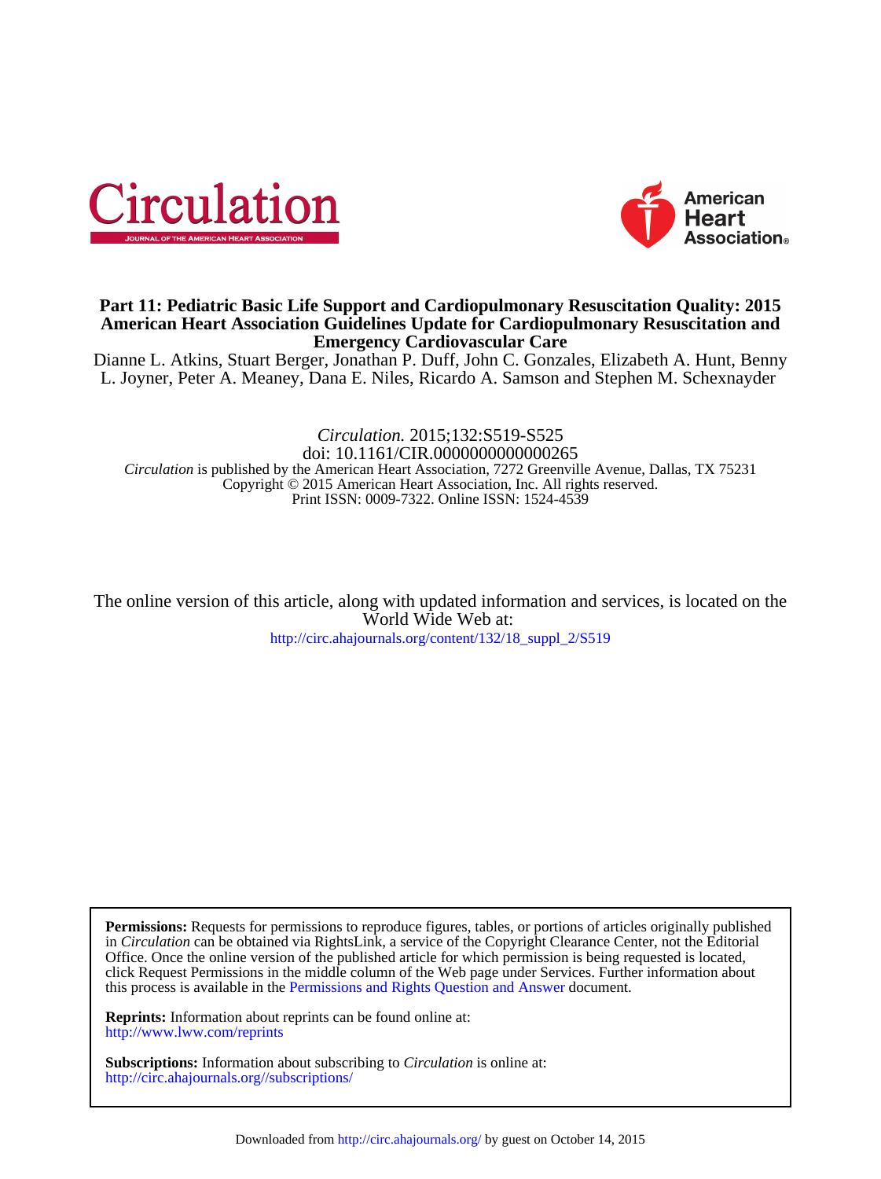**Part 11: Pediatric Basic Life Support and Cardiopulmonary Resuscitation Quality: 2015 American Heart Association Guidelines Update for Cardiopulmonary Resuscitation and Emergency Cardiovascular Care**

Dianne L. Atkins, Stuart Berger, Jonathan P. Duff, John C. Gonzales, Elizabeth A. Hunt, Benny L. Joyner, Peter A. Meaney, Dana E. Niles, Ricardo A. Samson and Stephen M. Schexnayder

*Circulation.* 2015;132:S519-S525
doi: 10.1161/CIR.0000000000000265
*Circulation* is published by the American Heart Association, 7272 Greenville Avenue, Dallas, TX 75231
Copyright © 2015 American Heart Association, Inc. All rights reserved.
Print ISSN: 0009-7322. Online ISSN: 1524-4539

The online version of this article, along with updated information and services, is located on the World Wide Web at:
http://circ.ahajournals.org/content/132/18_suppl_2/S519

**Permissions:** Requests for permissions to reproduce figures, tables, or portions of articles originally published in *Circulation* can be obtained via RightsLink, a service of the Copyright Clearance Center, not the Editorial Office. Once the online version of the published article for which permission is being requested is located, click Request Permissions in the middle column of the Web page under Services. Further information about this process is available in the Permissions and Rights Question and Answer document.

**Reprints:** Information about reprints can be found online at:
http://www.lww.com/reprints

**Subscriptions:** Information about subscribing to *Circulation* is online at:
http://circ.ahajournals.org//subscriptions/

Downloaded from http://circ.ahajournals.org/ by guest on October 14, 2015